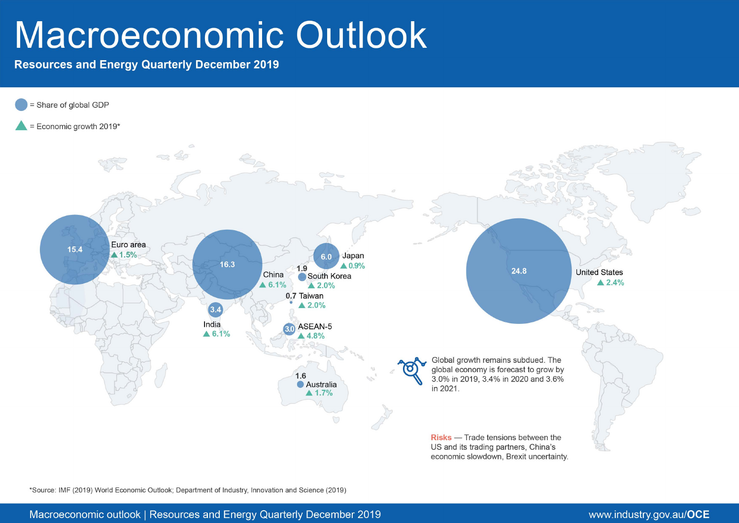# Macroeconomic Outlook

**Resources and Energy Quarterly December 2019**

= Share of global GDP

= Economic growth 2019*

| Economy | Share of global GDP | Economic growth 2019* |
| --- | --- | --- |
| Euro area | 15.4 | 1.5% |
| China | 16.3 | 6.1% |
| Japan | 6.0 | 0.9% |
| South Korea | 1.9 | 2.0% |
| Taiwan | 0.7 | 2.0% |
| India | 3.4 | 6.1% |
| ASEAN-5 | 3.0 | 4.8% |
| Australia | 1.6 | 1.7% |
| United States | 24.8 | 2.4% |

Global growth remains subdued. The global economy is forecast to grow by 3.0% in 2019, 3.4% in 2020 and 3.6% in 2021.

**Risks** — Trade tensions between the US and its trading partners, China's economic slowdown, Brexit uncertainty.

*Source: IMF (2019) World Economic Outlook; Department of Industry, Innovation and Science (2019)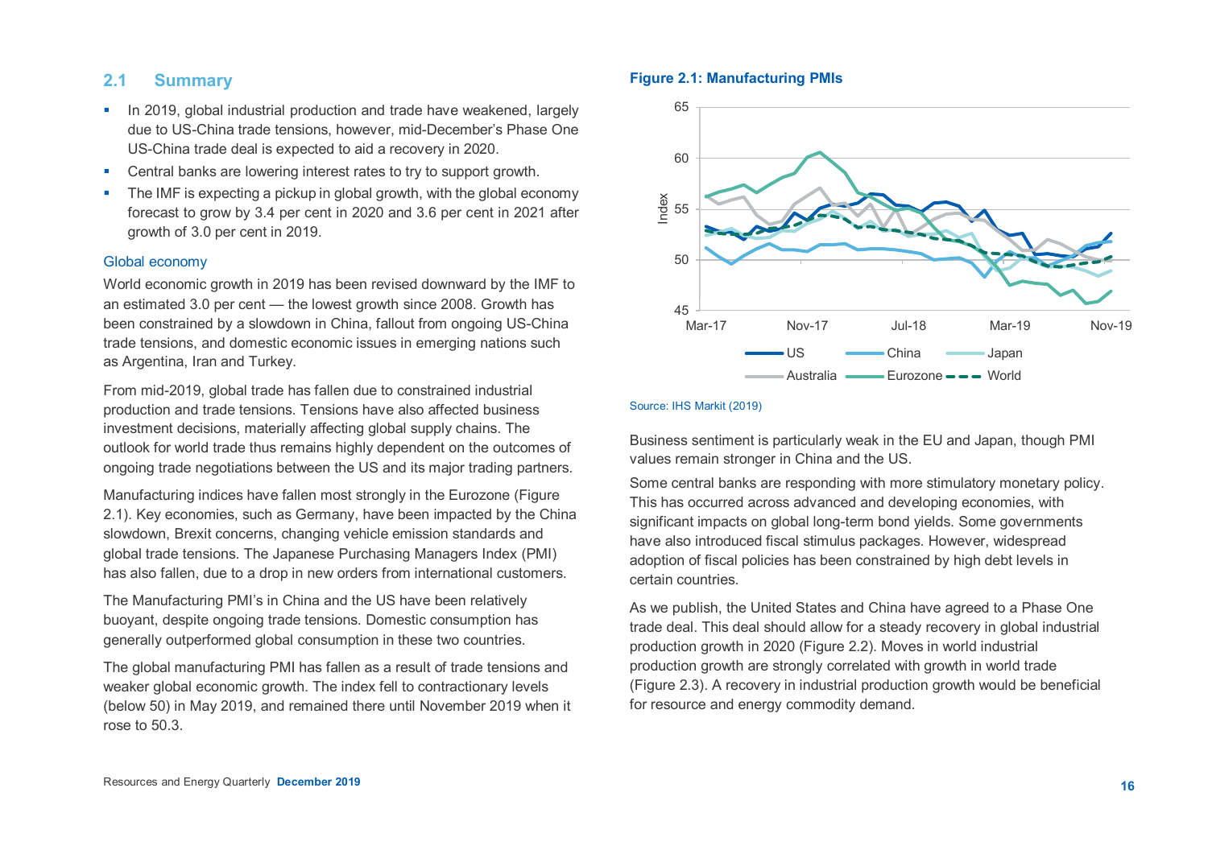## 2.1 Summary

- In 2019, global industrial production and trade have weakened, largely due to US-China trade tensions, however, mid-December's Phase One US-China trade deal is expected to aid a recovery in 2020.
- Central banks are lowering interest rates to try to support growth.
- The IMF is expecting a pickup in global growth, with the global economy forecast to grow by 3.4 per cent in 2020 and 3.6 per cent in 2021 after growth of 3.0 per cent in 2019.

### Global economy

World economic growth in 2019 has been revised downward by the IMF to an estimated 3.0 per cent — the lowest growth since 2008. Growth has been constrained by a slowdown in China, fallout from ongoing US-China trade tensions, and domestic economic issues in emerging nations such as Argentina, Iran and Turkey.

From mid-2019, global trade has fallen due to constrained industrial production and trade tensions. Tensions have also affected business investment decisions, materially affecting global supply chains. The outlook for world trade thus remains highly dependent on the outcomes of ongoing trade negotiations between the US and its major trading partners.

Manufacturing indices have fallen most strongly in the Eurozone (Figure 2.1). Key economies, such as Germany, have been impacted by the China slowdown, Brexit concerns, changing vehicle emission standards and global trade tensions. The Japanese Purchasing Managers Index (PMI) has also fallen, due to a drop in new orders from international customers.

The Manufacturing PMI's in China and the US have been relatively buoyant, despite ongoing trade tensions. Domestic consumption has generally outperformed global consumption in these two countries.

The global manufacturing PMI has fallen as a result of trade tensions and weaker global economic growth. The index fell to contractionary levels (below 50) in May 2019, and remained there until November 2019 when it rose to 50.3.

**Figure 2.1: Manufacturing PMIs**

Source: IHS Markit (2019)

Business sentiment is particularly weak in the EU and Japan, though PMI values remain stronger in China and the US.

Some central banks are responding with more stimulatory monetary policy. This has occurred across advanced and developing economies, with significant impacts on global long-term bond yields. Some governments have also introduced fiscal stimulus packages. However, widespread adoption of fiscal policies has been constrained by high debt levels in certain countries.

As we publish, the United States and China have agreed to a Phase One trade deal. This deal should allow for a steady recovery in global industrial production growth in 2020 (Figure 2.2). Moves in world industrial production growth are strongly correlated with growth in world trade (Figure 2.3). A recovery in industrial production growth would be beneficial for resource and energy commodity demand.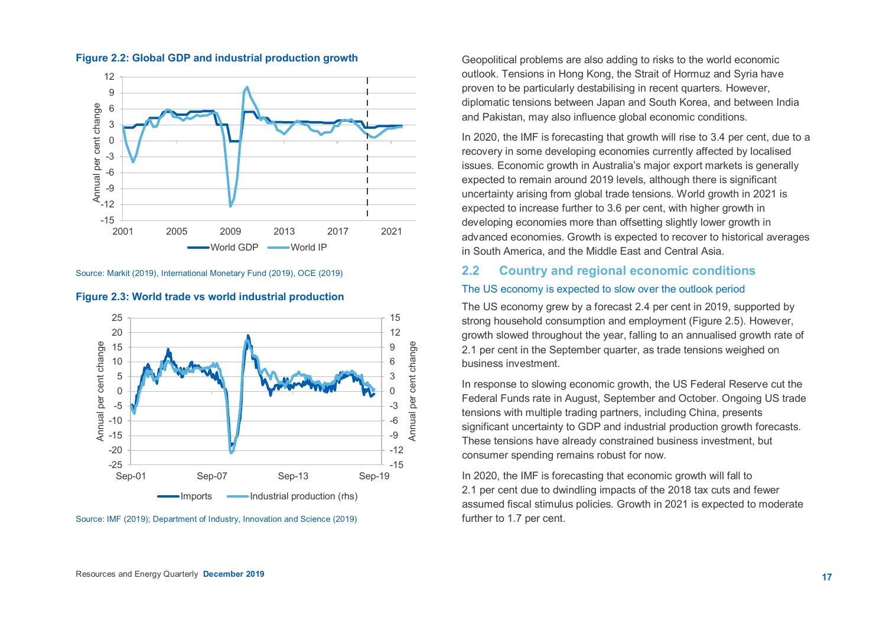**Figure 2.2: Global GDP and industrial production growth**

Source: Markit (2019), International Monetary Fund (2019), OCE (2019)

**Figure 2.3: World trade vs world industrial production**

Source: IMF (2019); Department of Industry, Innovation and Science (2019)

Geopolitical problems are also adding to risks to the world economic outlook. Tensions in Hong Kong, the Strait of Hormuz and Syria have proven to be particularly destabilising in recent quarters. However, diplomatic tensions between Japan and South Korea, and between India and Pakistan, may also influence global economic conditions.

In 2020, the IMF is forecasting that growth will rise to 3.4 per cent, due to a recovery in some developing economies currently affected by localised issues. Economic growth in Australia's major export markets is generally expected to remain around 2019 levels, although there is significant uncertainty arising from global trade tensions. World growth in 2021 is expected to increase further to 3.6 per cent, with higher growth in developing economies more than offsetting slightly lower growth in advanced economies. Growth is expected to recover to historical averages in South America, and the Middle East and Central Asia.

## 2.2 Country and regional economic conditions

### The US economy is expected to slow over the outlook period

The US economy grew by a forecast 2.4 per cent in 2019, supported by strong household consumption and employment (Figure 2.5). However, growth slowed throughout the year, falling to an annualised growth rate of 2.1 per cent in the September quarter, as trade tensions weighed on business investment.

In response to slowing economic growth, the US Federal Reserve cut the Federal Funds rate in August, September and October. Ongoing US trade tensions with multiple trading partners, including China, presents significant uncertainty to GDP and industrial production growth forecasts. These tensions have already constrained business investment, but consumer spending remains robust for now.

In 2020, the IMF is forecasting that economic growth will fall to 2.1 per cent due to dwindling impacts of the 2018 tax cuts and fewer assumed fiscal stimulus policies. Growth in 2021 is expected to moderate further to 1.7 per cent.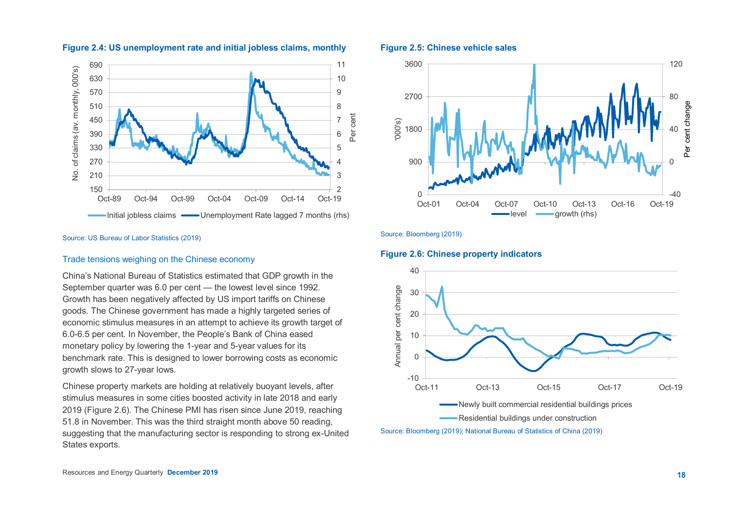**Figure 2.4: US unemployment rate and initial jobless claims, monthly**

Source: US Bureau of Labor Statistics (2019)

### Trade tensions weighing on the Chinese economy

China's National Bureau of Statistics estimated that GDP growth in the September quarter was 6.0 per cent — the lowest level since 1992. Growth has been negatively affected by US import tariffs on Chinese goods. The Chinese government has made a highly targeted series of economic stimulus measures in an attempt to achieve its growth target of 6.0-6.5 per cent. In November, the People's Bank of China eased monetary policy by lowering the 1-year and 5-year values for its benchmark rate. This is designed to lower borrowing costs as economic growth slows to 27-year lows.

Chinese property markets are holding at relatively buoyant levels, after stimulus measures in some cities boosted activity in late 2018 and early 2019 (Figure 2.6). The Chinese PMI has risen since June 2019, reaching 51.8 in November. This was the third straight month above 50 reading, suggesting that the manufacturing sector is responding to strong ex-United States exports.

**Figure 2.5: Chinese vehicle sales**

Source: Bloomberg (2019)

**Figure 2.6: Chinese property indicators**

Source: Bloomberg (2019); National Bureau of Statistics of China (2019)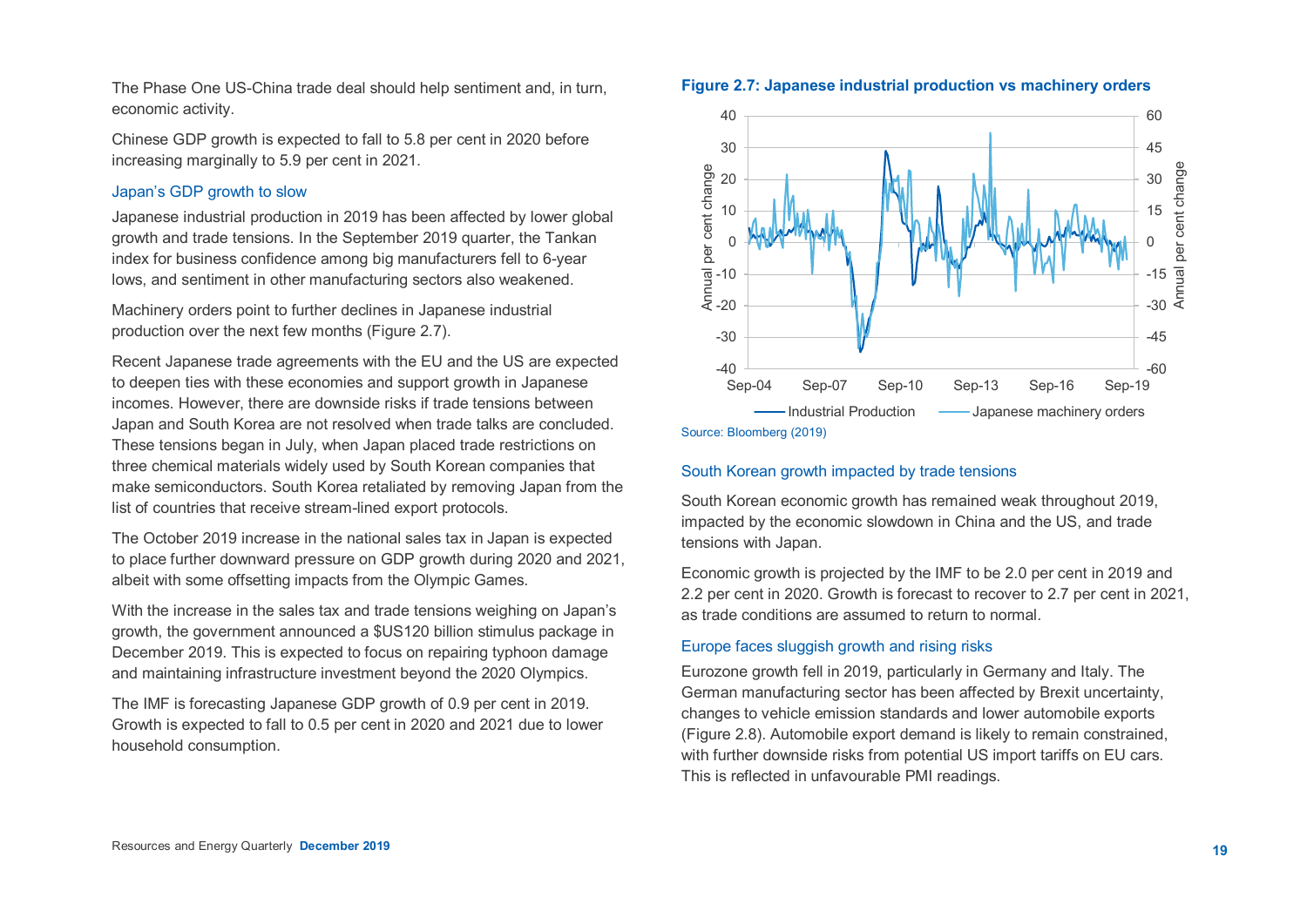The Phase One US-China trade deal should help sentiment and, in turn, economic activity.

Chinese GDP growth is expected to fall to 5.8 per cent in 2020 before increasing marginally to 5.9 per cent in 2021.

### Japan's GDP growth to slow

Japanese industrial production in 2019 has been affected by lower global growth and trade tensions. In the September 2019 quarter, the Tankan index for business confidence among big manufacturers fell to 6-year lows, and sentiment in other manufacturing sectors also weakened.

Machinery orders point to further declines in Japanese industrial production over the next few months (Figure 2.7).

Recent Japanese trade agreements with the EU and the US are expected to deepen ties with these economies and support growth in Japanese incomes. However, there are downside risks if trade tensions between Japan and South Korea are not resolved when trade talks are concluded. These tensions began in July, when Japan placed trade restrictions on three chemical materials widely used by South Korean companies that make semiconductors. South Korea retaliated by removing Japan from the list of countries that receive stream-lined export protocols.

The October 2019 increase in the national sales tax in Japan is expected to place further downward pressure on GDP growth during 2020 and 2021, albeit with some offsetting impacts from the Olympic Games.

With the increase in the sales tax and trade tensions weighing on Japan's growth, the government announced a $US120 billion stimulus package in December 2019. This is expected to focus on repairing typhoon damage and maintaining infrastructure investment beyond the 2020 Olympics.

The IMF is forecasting Japanese GDP growth of 0.9 per cent in 2019. Growth is expected to fall to 0.5 per cent in 2020 and 2021 due to lower household consumption.

**Figure 2.7: Japanese industrial production vs machinery orders**

Source: Bloomberg (2019)

### South Korean growth impacted by trade tensions

South Korean economic growth has remained weak throughout 2019, impacted by the economic slowdown in China and the US, and trade tensions with Japan.

Economic growth is projected by the IMF to be 2.0 per cent in 2019 and 2.2 per cent in 2020. Growth is forecast to recover to 2.7 per cent in 2021, as trade conditions are assumed to return to normal.

### Europe faces sluggish growth and rising risks

Eurozone growth fell in 2019, particularly in Germany and Italy. The German manufacturing sector has been affected by Brexit uncertainty, changes to vehicle emission standards and lower automobile exports (Figure 2.8). Automobile export demand is likely to remain constrained, with further downside risks from potential US import tariffs on EU cars. This is reflected in unfavourable PMI readings.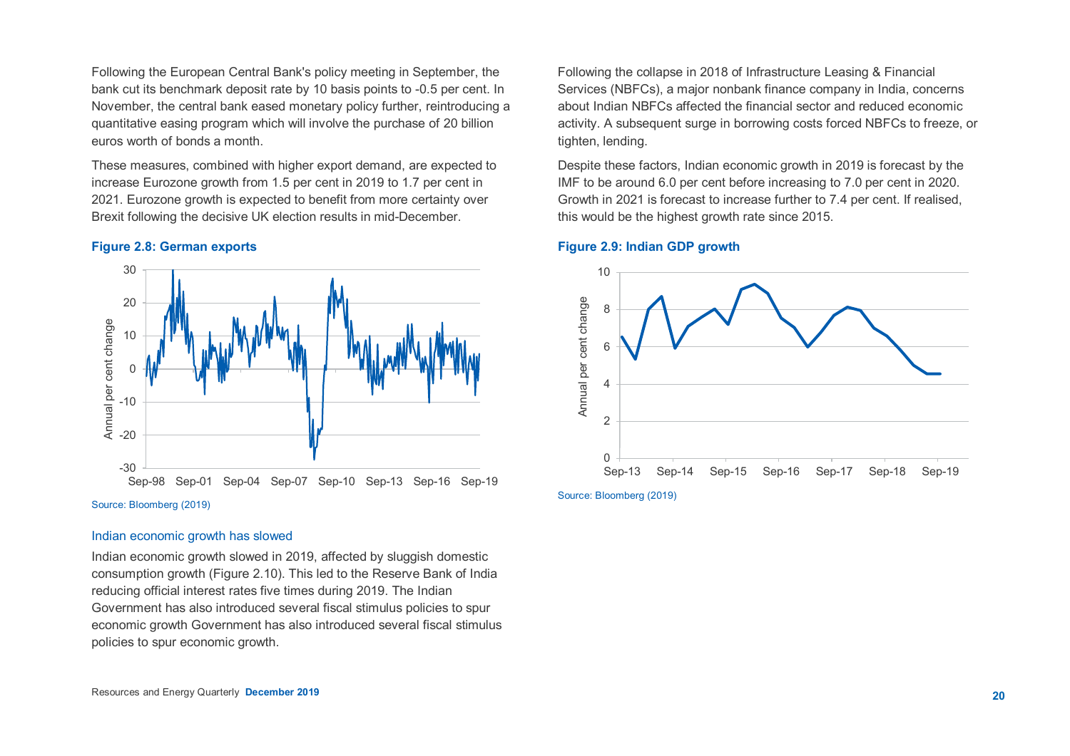Following the European Central Bank's policy meeting in September, the bank cut its benchmark deposit rate by 10 basis points to -0.5 per cent. In November, the central bank eased monetary policy further, reintroducing a quantitative easing program which will involve the purchase of 20 billion euros worth of bonds a month.

These measures, combined with higher export demand, are expected to increase Eurozone growth from 1.5 per cent in 2019 to 1.7 per cent in 2021. Eurozone growth is expected to benefit from more certainty over Brexit following the decisive UK election results in mid-December.

**Figure 2.8: German exports**

Source: Bloomberg (2019)

### Indian economic growth has slowed

Indian economic growth slowed in 2019, affected by sluggish domestic consumption growth (Figure 2.10). This led to the Reserve Bank of India reducing official interest rates five times during 2019. The Indian Government has also introduced several fiscal stimulus policies to spur economic growth Government has also introduced several fiscal stimulus policies to spur economic growth.

Following the collapse in 2018 of Infrastructure Leasing & Financial Services (NBFCs), a major nonbank finance company in India, concerns about Indian NBFCs affected the financial sector and reduced economic activity. A subsequent surge in borrowing costs forced NBFCs to freeze, or tighten, lending.

Despite these factors, Indian economic growth in 2019 is forecast by the IMF to be around 6.0 per cent before increasing to 7.0 per cent in 2020. Growth in 2021 is forecast to increase further to 7.4 per cent. If realised, this would be the highest growth rate since 2015.

**Figure 2.9: Indian GDP growth**

Source: Bloomberg (2019)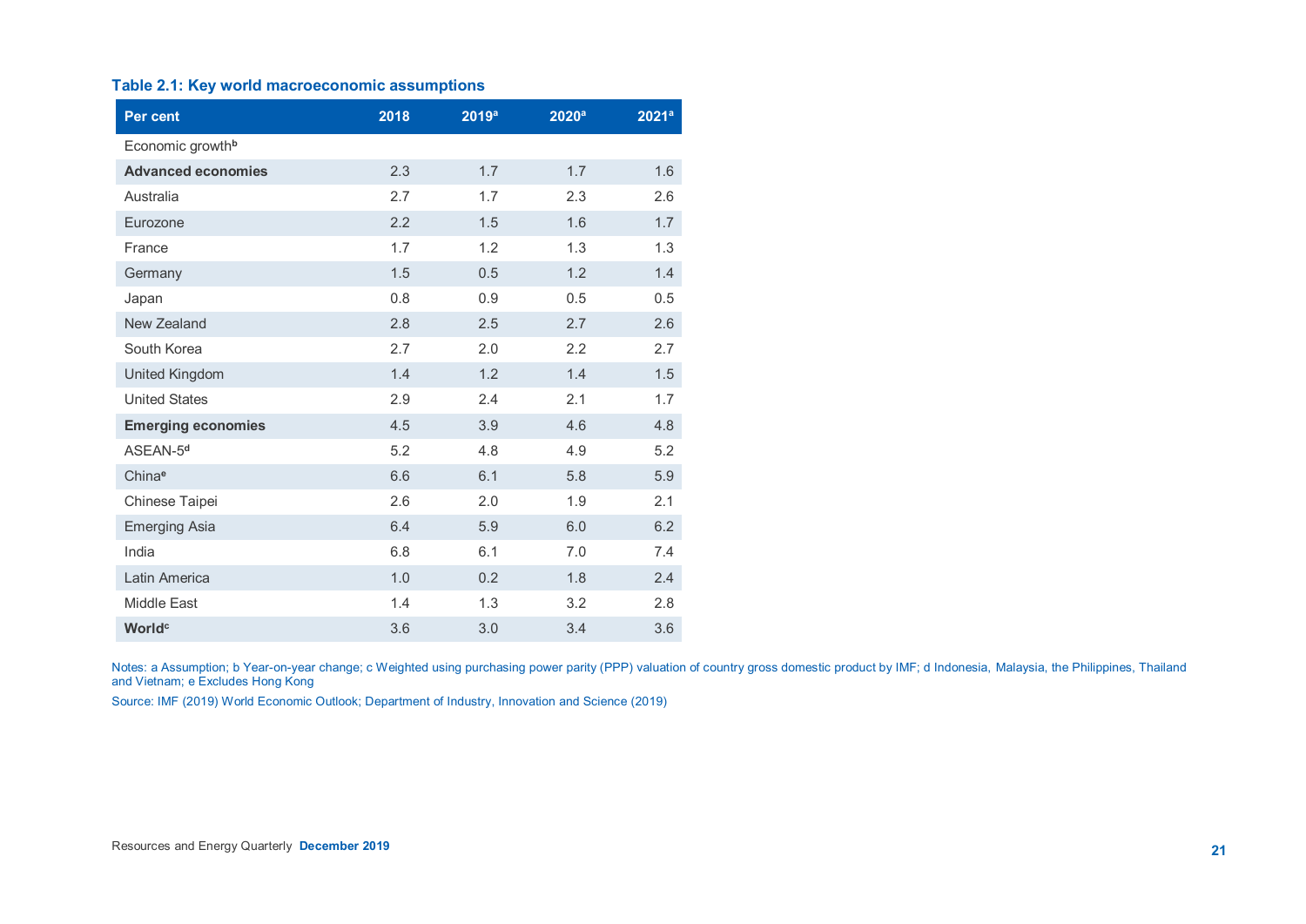**Table 2.1: Key world macroeconomic assumptions**

| Per cent | 2018 | 2019[a] | 2020[a] | 2021[a] |
|---|---|---|---|---|
| Economic growth[b] | | | | |
| **Advanced economies** | 2.3 | 1.7 | 1.7 | 1.6 |
| Australia | 2.7 | 1.7 | 2.3 | 2.6 |
| Eurozone | 2.2 | 1.5 | 1.6 | 1.7 |
| France | 1.7 | 1.2 | 1.3 | 1.3 |
| Germany | 1.5 | 0.5 | 1.2 | 1.4 |
| Japan | 0.8 | 0.9 | 0.5 | 0.5 |
| New Zealand | 2.8 | 2.5 | 2.7 | 2.6 |
| South Korea | 2.7 | 2.0 | 2.2 | 2.7 |
| United Kingdom | 1.4 | 1.2 | 1.4 | 1.5 |
| United States | 2.9 | 2.4 | 2.1 | 1.7 |
| **Emerging economies** | 4.5 | 3.9 | 4.6 | 4.8 |
| ASEAN-5[d] | 5.2 | 4.8 | 4.9 | 5.2 |
| China[e] | 6.6 | 6.1 | 5.8 | 5.9 |
| Chinese Taipei | 2.6 | 2.0 | 1.9 | 2.1 |
| Emerging Asia | 6.4 | 5.9 | 6.0 | 6.2 |
| India | 6.8 | 6.1 | 7.0 | 7.4 |
| Latin America | 1.0 | 0.2 | 1.8 | 2.4 |
| Middle East | 1.4 | 1.3 | 3.2 | 2.8 |
| **World[c]** | 3.6 | 3.0 | 3.4 | 3.6 |

Notes: a Assumption; b Year-on-year change; c Weighted using purchasing power parity (PPP) valuation of country gross domestic product by IMF; d Indonesia, Malaysia, the Philippines, Thailand and Vietnam; e Excludes Hong Kong

Source: IMF (2019) World Economic Outlook; Department of Industry, Innovation and Science (2019)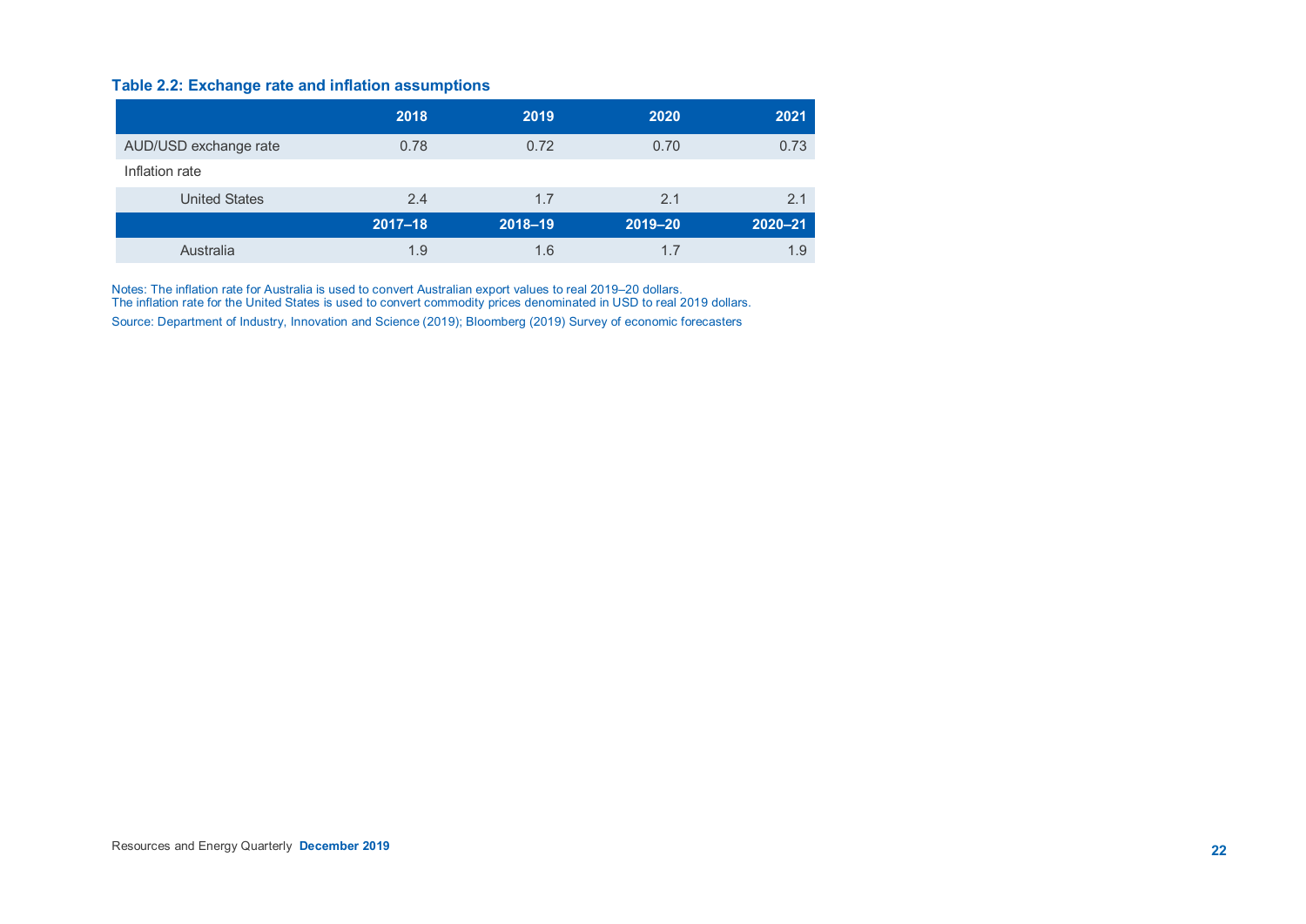### Table 2.2: Exchange rate and inflation assumptions

| | 2018 | 2019 | 2020 | 2021 |
|---|---|---|---|---|
| AUD/USD exchange rate | 0.78 | 0.72 | 0.70 | 0.73 |
| Inflation rate | | | | |
| United States | 2.4 | 1.7 | 2.1 | 2.1 |
| | **2017–18** | **2018–19** | **2019–20** | **2020–21** |
| Australia | 1.9 | 1.6 | 1.7 | 1.9 |

Notes: The inflation rate for Australia is used to convert Australian export values to real 2019–20 dollars.
The inflation rate for the United States is used to convert commodity prices denominated in USD to real 2019 dollars.

Source: Department of Industry, Innovation and Science (2019); Bloomberg (2019) Survey of economic forecasters